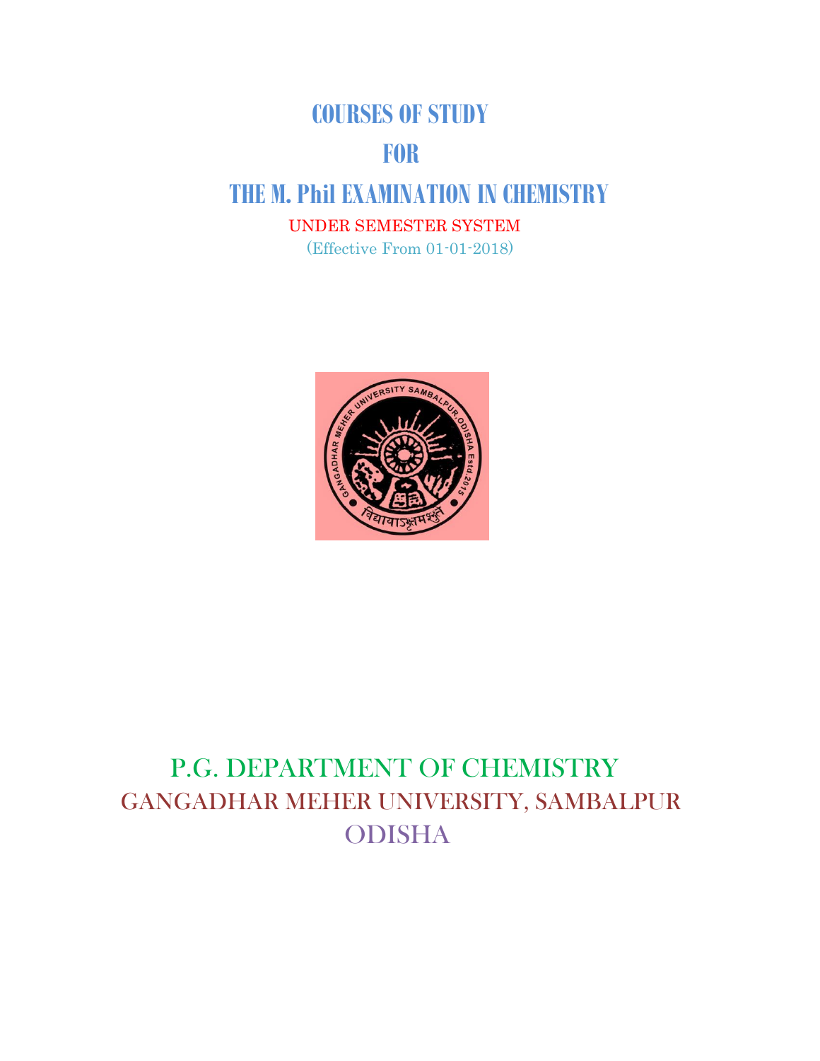# COURSES OF STUDY

# FOR

# THE M. Phil EXAMINATION IN CHEMISTRY

UNDER SEMESTER SYSTEM

(Effective From 01-01-2018)

## P.G. DEPARTMENT OF CHEMISTRY

## GANGADHAR MEHER UNIVERSITY, SAMBALPUR

## ODISHA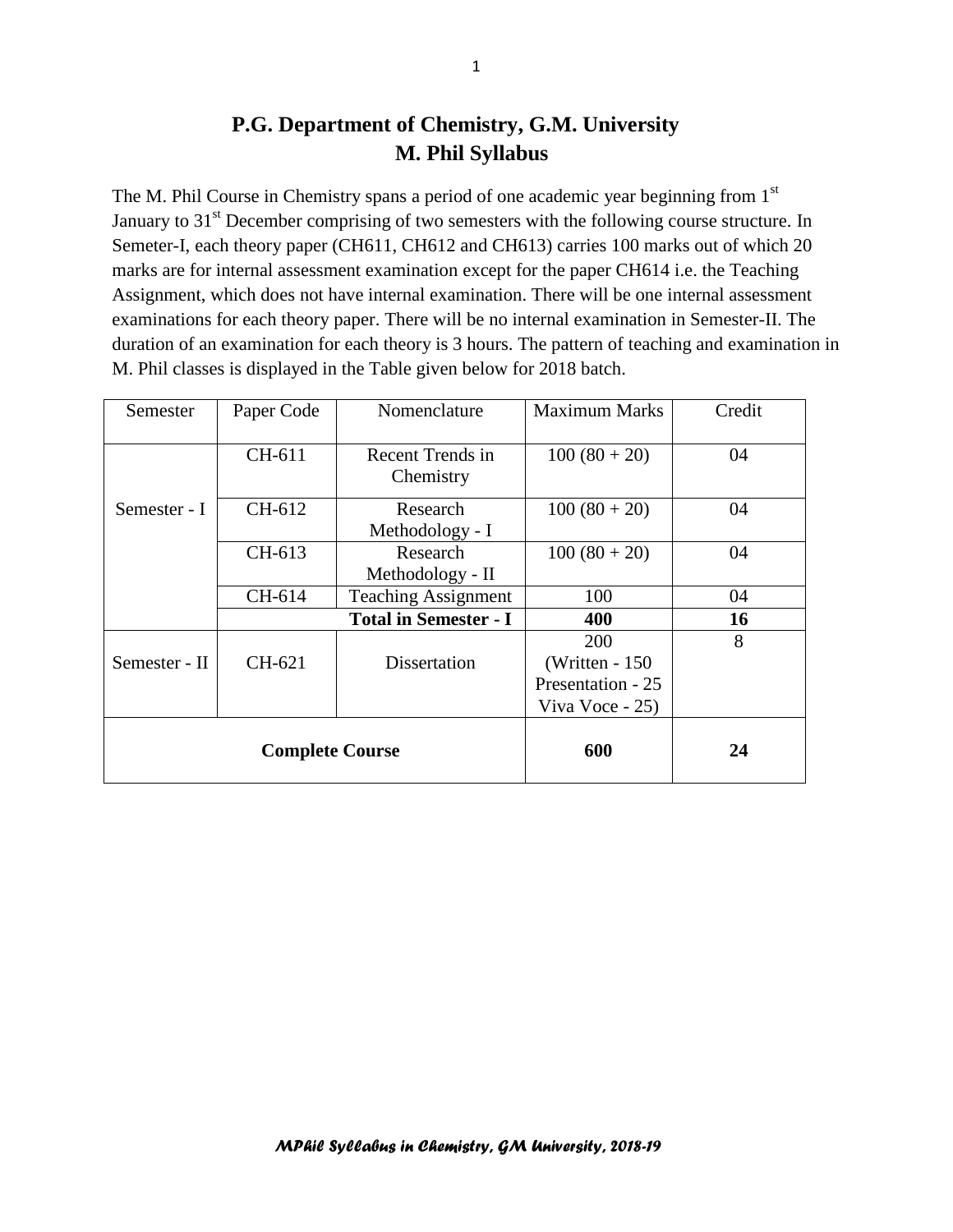# P.G. Department of Chemistry, G.M. University
# M. Phil Syllabus

The M. Phil Course in Chemistry spans a period of one academic year beginning from 1st January to 31st December comprising of two semesters with the following course structure. In Semeter-I, each theory paper (CH611, CH612 and CH613) carries 100 marks out of which 20 marks are for internal assessment examination except for the paper CH614 i.e. the Teaching Assignment, which does not have internal examination. There will be one internal assessment examinations for each theory paper. There will be no internal examination in Semester-II. The duration of an examination for each theory is 3 hours. The pattern of teaching and examination in M. Phil classes is displayed in the Table given below for 2018 batch.

| Semester | Paper Code | Nomenclature | Maximum Marks | Credit |
|---|---|---|---|---|
| Semester - I | CH-611 | Recent Trends in Chemistry | 100 (80 + 20) | 04 |
| | CH-612 | Research Methodology - I | 100 (80 + 20) | 04 |
| | CH-613 | Research Methodology - II | 100 (80 + 20) | 04 |
| | CH-614 | Teaching Assignment | 100 | 04 |
| | | **Total in Semester - I** | **400** | **16** |
| Semester - II | CH-621 | Dissertation | 200 (Written - 150 Presentation - 25 Viva Voce - 25) | 8 |
| **Complete Course** | | | **600** | **24** |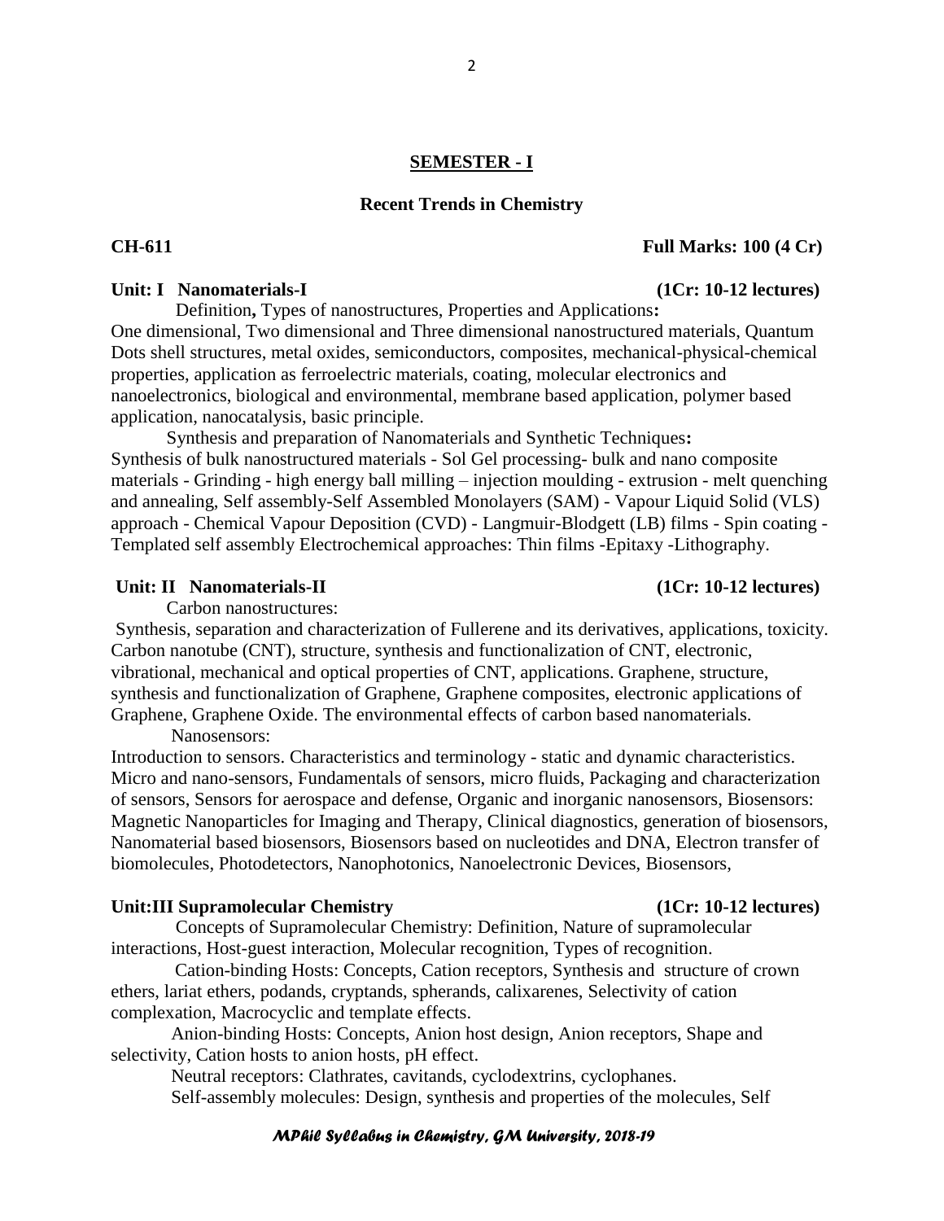## SEMESTER - I

### Recent Trends in Chemistry

**CH-611** **Full Marks: 100 (4 Cr)**

**Unit: I Nanomaterials-I** **(1Cr: 10-12 lectures)**

Definition**,** Types of nanostructures, Properties and Applications**:**
One dimensional, Two dimensional and Three dimensional nanostructured materials, Quantum Dots shell structures, metal oxides, semiconductors, composites, mechanical-physical-chemical properties, application as ferroelectric materials, coating, molecular electronics and nanoelectronics, biological and environmental, membrane based application, polymer based application, nanocatalysis, basic principle.

Synthesis and preparation of Nanomaterials and Synthetic Techniques**:**
Synthesis of bulk nanostructured materials - Sol Gel processing- bulk and nano composite materials - Grinding - high energy ball milling – injection moulding - extrusion - melt quenching and annealing, Self assembly-Self Assembled Monolayers (SAM) - Vapour Liquid Solid (VLS) approach - Chemical Vapour Deposition (CVD) - Langmuir-Blodgett (LB) films - Spin coating - Templated self assembly Electrochemical approaches: Thin films -Epitaxy -Lithography.

**Unit: II Nanomaterials-II** **(1Cr: 10-12 lectures)**

Carbon nanostructures:
Synthesis, separation and characterization of Fullerene and its derivatives, applications, toxicity. Carbon nanotube (CNT), structure, synthesis and functionalization of CNT, electronic, vibrational, mechanical and optical properties of CNT, applications. Graphene, structure, synthesis and functionalization of Graphene, Graphene composites, electronic applications of Graphene, Graphene Oxide. The environmental effects of carbon based nanomaterials.

Nanosensors:
Introduction to sensors. Characteristics and terminology - static and dynamic characteristics. Micro and nano-sensors, Fundamentals of sensors, micro fluids, Packaging and characterization of sensors, Sensors for aerospace and defense, Organic and inorganic nanosensors, Biosensors: Magnetic Nanoparticles for Imaging and Therapy, Clinical diagnostics, generation of biosensors, Nanomaterial based biosensors, Biosensors based on nucleotides and DNA, Electron transfer of biomolecules, Photodetectors, Nanophotonics, Nanoelectronic Devices, Biosensors,

**Unit:III Supramolecular Chemistry** **(1Cr: 10-12 lectures)**

Concepts of Supramolecular Chemistry: Definition, Nature of supramolecular interactions, Host-guest interaction, Molecular recognition, Types of recognition.

Cation-binding Hosts: Concepts, Cation receptors, Synthesis and structure of crown ethers, lariat ethers, podands, cryptands, spherands, calixarenes, Selectivity of cation complexation, Macrocyclic and template effects.

Anion-binding Hosts: Concepts, Anion host design, Anion receptors, Shape and selectivity, Cation hosts to anion hosts, pH effect.

Neutral receptors: Clathrates, cavitands, cyclodextrins, cyclophanes.

Self-assembly molecules: Design, synthesis and properties of the molecules, Self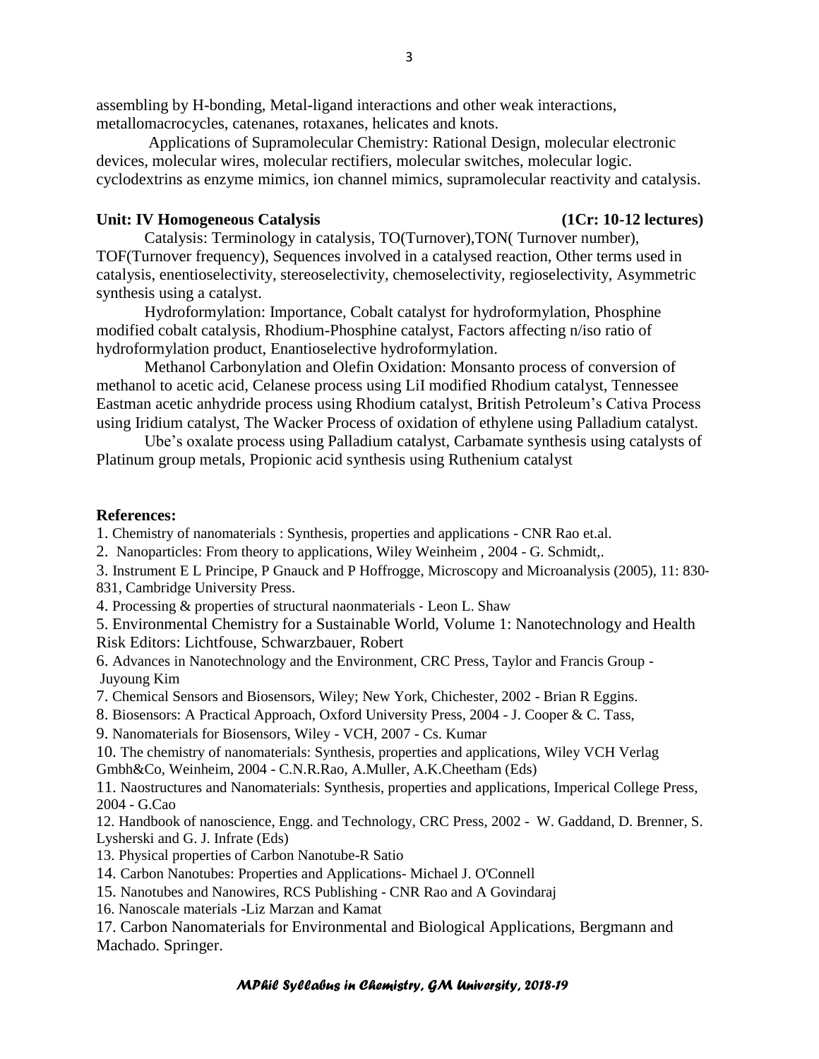assembling by H-bonding, Metal-ligand interactions and other weak interactions, metallomacrocycles, catenanes, rotaxanes, helicates and knots.

Applications of Supramolecular Chemistry: Rational Design, molecular electronic devices, molecular wires, molecular rectifiers, molecular switches, molecular logic. cyclodextrins as enzyme mimics, ion channel mimics, supramolecular reactivity and catalysis.

**Unit: IV Homogeneous Catalysis (1Cr: 10-12 lectures)**

Catalysis: Terminology in catalysis, TO(Turnover),TON( Turnover number), TOF(Turnover frequency), Sequences involved in a catalysed reaction, Other terms used in catalysis, enentioselectivity, stereoselectivity, chemoselectivity, regioselectivity, Asymmetric synthesis using a catalyst.

Hydroformylation: Importance, Cobalt catalyst for hydroformylation, Phosphine modified cobalt catalysis, Rhodium-Phosphine catalyst, Factors affecting n/iso ratio of hydroformylation product, Enantioselective hydroformylation.

Methanol Carbonylation and Olefin Oxidation: Monsanto process of conversion of methanol to acetic acid, Celanese process using LiI modified Rhodium catalyst, Tennessee Eastman acetic anhydride process using Rhodium catalyst, British Petroleum's Cativa Process using Iridium catalyst, The Wacker Process of oxidation of ethylene using Palladium catalyst.

Ube's oxalate process using Palladium catalyst, Carbamate synthesis using catalysts of Platinum group metals, Propionic acid synthesis using Ruthenium catalyst

**References:**

1. Chemistry of nanomaterials : Synthesis, properties and applications - CNR Rao et.al.
2. Nanoparticles: From theory to applications, Wiley Weinheim , 2004 - G. Schmidt,.
3. Instrument E L Principe, P Gnauck and P Hoffrogge, Microscopy and Microanalysis (2005), 11: 830-831, Cambridge University Press.
4. Processing & properties of structural naonmaterials - Leon L. Shaw
5. Environmental Chemistry for a Sustainable World, Volume 1: Nanotechnology and Health Risk Editors: Lichtfouse, Schwarzbauer, Robert
6. Advances in Nanotechnology and the Environment, CRC Press, Taylor and Francis Group - Juyoung Kim
7. Chemical Sensors and Biosensors, Wiley; New York, Chichester, 2002 - Brian R Eggins.
8. Biosensors: A Practical Approach, Oxford University Press, 2004 - J. Cooper & C. Tass,
9. Nanomaterials for Biosensors, Wiley - VCH, 2007 - Cs. Kumar
10. The chemistry of nanomaterials: Synthesis, properties and applications, Wiley VCH Verlag Gmbh&Co, Weinheim, 2004 - C.N.R.Rao, A.Muller, A.K.Cheetham (Eds)
11. Naostructures and Nanomaterials: Synthesis, properties and applications, Imperical College Press, 2004 - G.Cao
12. Handbook of nanoscience, Engg. and Technology, CRC Press, 2002 - W. Gaddand, D. Brenner, S. Lysherski and G. J. Infrate (Eds)
13. Physical properties of Carbon Nanotube-R Satio
14. Carbon Nanotubes: Properties and Applications- Michael J. O'Connell
15. Nanotubes and Nanowires, RCS Publishing - CNR Rao and A Govindaraj
16. Nanoscale materials -Liz Marzan and Kamat
17. Carbon Nanomaterials for Environmental and Biological Applications, Bergmann and Machado. Springer.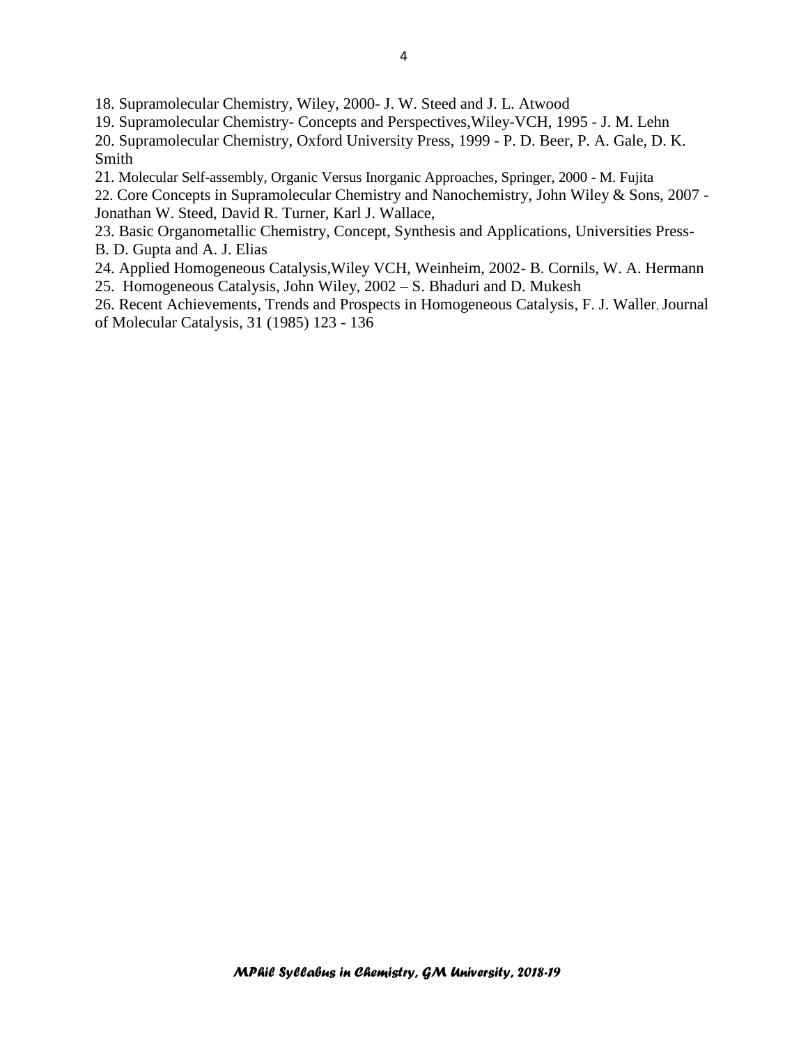18. Supramolecular Chemistry, Wiley, 2000- J. W. Steed and J. L. Atwood
19. Supramolecular Chemistry- Concepts and Perspectives,Wiley-VCH, 1995 - J. M. Lehn
20. Supramolecular Chemistry, Oxford University Press, 1999 - P. D. Beer, P. A. Gale, D. K. Smith
21. Molecular Self-assembly, Organic Versus Inorganic Approaches, Springer, 2000 - M. Fujita
22. Core Concepts in Supramolecular Chemistry and Nanochemistry, John Wiley & Sons, 2007 - Jonathan W. Steed, David R. Turner, Karl J. Wallace,
23. Basic Organometallic Chemistry, Concept, Synthesis and Applications, Universities Press- B. D. Gupta and A. J. Elias
24. Applied Homogeneous Catalysis,Wiley VCH, Weinheim, 2002- B. Cornils, W. A. Hermann
25. Homogeneous Catalysis, John Wiley, 2002 – S. Bhaduri and D. Mukesh
26. Recent Achievements, Trends and Prospects in Homogeneous Catalysis, F. J. Waller, Journal of Molecular Catalysis, 31 (1985) 123 - 136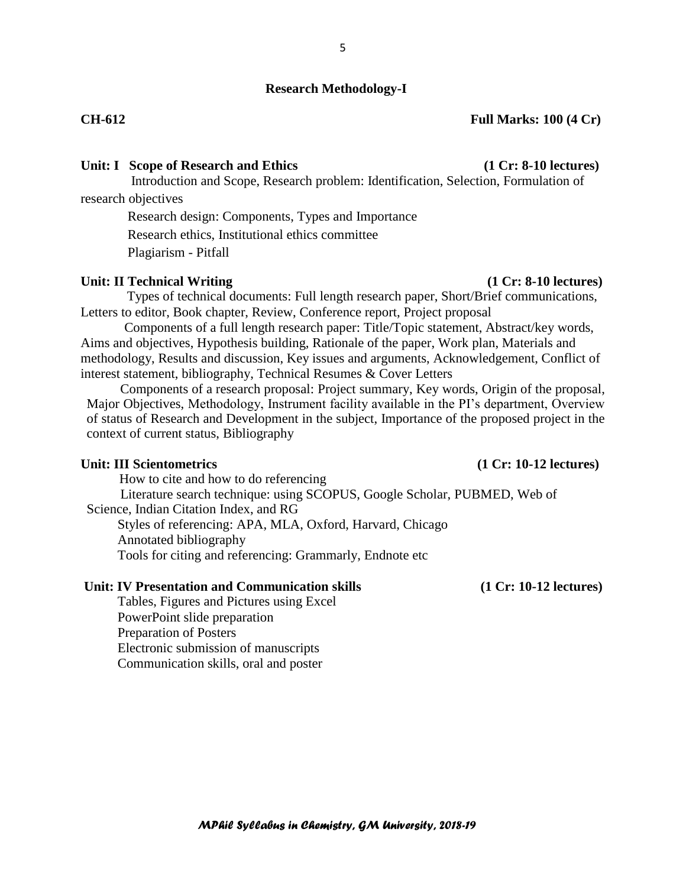## Research Methodology-I

**CH-612** **Full Marks: 100 (4 Cr)**

### Unit: I Scope of Research and Ethics (1 Cr: 8-10 lectures)

Introduction and Scope, Research problem: Identification, Selection, Formulation of research objectives

Research design: Components, Types and Importance

Research ethics, Institutional ethics committee

Plagiarism - Pitfall

### Unit: II Technical Writing (1 Cr: 8-10 lectures)

Types of technical documents: Full length research paper, Short/Brief communications, Letters to editor, Book chapter, Review, Conference report, Project proposal

Components of a full length research paper: Title/Topic statement, Abstract/key words, Aims and objectives, Hypothesis building, Rationale of the paper, Work plan, Materials and methodology, Results and discussion, Key issues and arguments, Acknowledgement, Conflict of interest statement, bibliography, Technical Resumes & Cover Letters

Components of a research proposal: Project summary, Key words, Origin of the proposal, Major Objectives, Methodology, Instrument facility available in the PI's department, Overview of status of Research and Development in the subject, Importance of the proposed project in the context of current status, Bibliography

### Unit: III Scientometrics (1 Cr: 10-12 lectures)

How to cite and how to do referencing

Literature search technique: using SCOPUS, Google Scholar, PUBMED, Web of Science, Indian Citation Index, and RG

Styles of referencing: APA, MLA, Oxford, Harvard, Chicago

Annotated bibliography

Tools for citing and referencing: Grammarly, Endnote etc

### Unit: IV Presentation and Communication skills (1 Cr: 10-12 lectures)

Tables, Figures and Pictures using Excel

PowerPoint slide preparation

Preparation of Posters

Electronic submission of manuscripts

Communication skills, oral and poster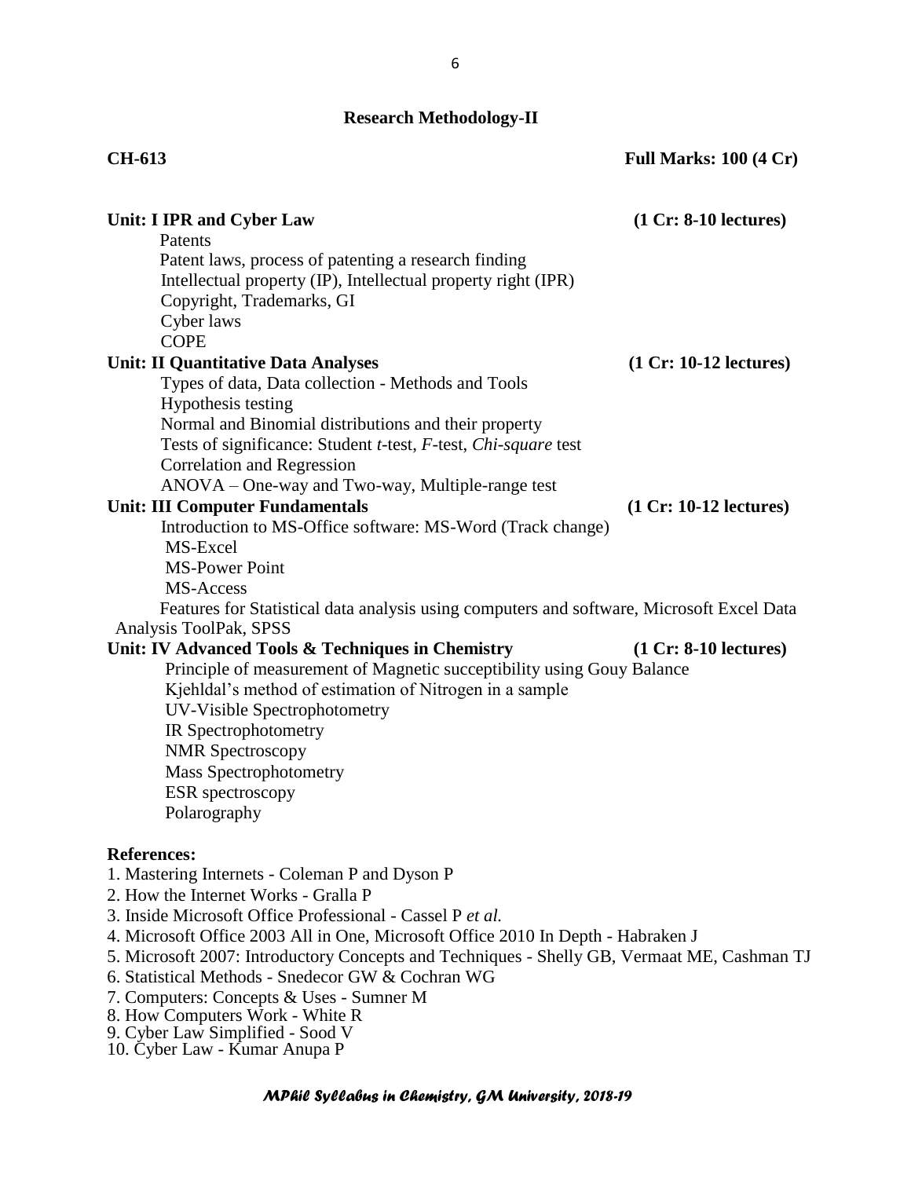## Research Methodology-II

**CH-613** **Full Marks: 100 (4 Cr)**

**Unit: I IPR and Cyber Law** **(1 Cr: 8-10 lectures)**

Patents
Patent laws, process of patenting a research finding
Intellectual property (IP), Intellectual property right (IPR)
Copyright, Trademarks, GI
Cyber laws
COPE

**Unit: II Quantitative Data Analyses** **(1 Cr: 10-12 lectures)**

Types of data, Data collection - Methods and Tools
Hypothesis testing
Normal and Binomial distributions and their property
Tests of significance: Student *t*-test, *F*-test, *Chi-square* test
Correlation and Regression
ANOVA – One-way and Two-way, Multiple-range test

**Unit: III Computer Fundamentals** **(1 Cr: 10-12 lectures)**

Introduction to MS-Office software: MS-Word (Track change)
MS-Excel
MS-Power Point
MS-Access
Features for Statistical data analysis using computers and software, Microsoft Excel Data Analysis ToolPak, SPSS

**Unit: IV Advanced Tools & Techniques in Chemistry** **(1 Cr: 8-10 lectures)**

Principle of measurement of Magnetic succeptibility using Gouy Balance
Kjehldal's method of estimation of Nitrogen in a sample
UV-Visible Spectrophotometry
IR Spectrophotometry
NMR Spectroscopy
Mass Spectrophotometry
ESR spectroscopy
Polarography

**References:**

1. Mastering Internets - Coleman P and Dyson P
2. How the Internet Works - Gralla P
3. Inside Microsoft Office Professional - Cassel P *et al.*
4. Microsoft Office 2003 All in One, Microsoft Office 2010 In Depth - Habraken J
5. Microsoft 2007: Introductory Concepts and Techniques - Shelly GB, Vermaat ME, Cashman TJ
6. Statistical Methods - Snedecor GW & Cochran WG
7. Computers: Concepts & Uses - Sumner M
8. How Computers Work - White R
9. Cyber Law Simplified - Sood V
10. Cyber Law - Kumar Anupa P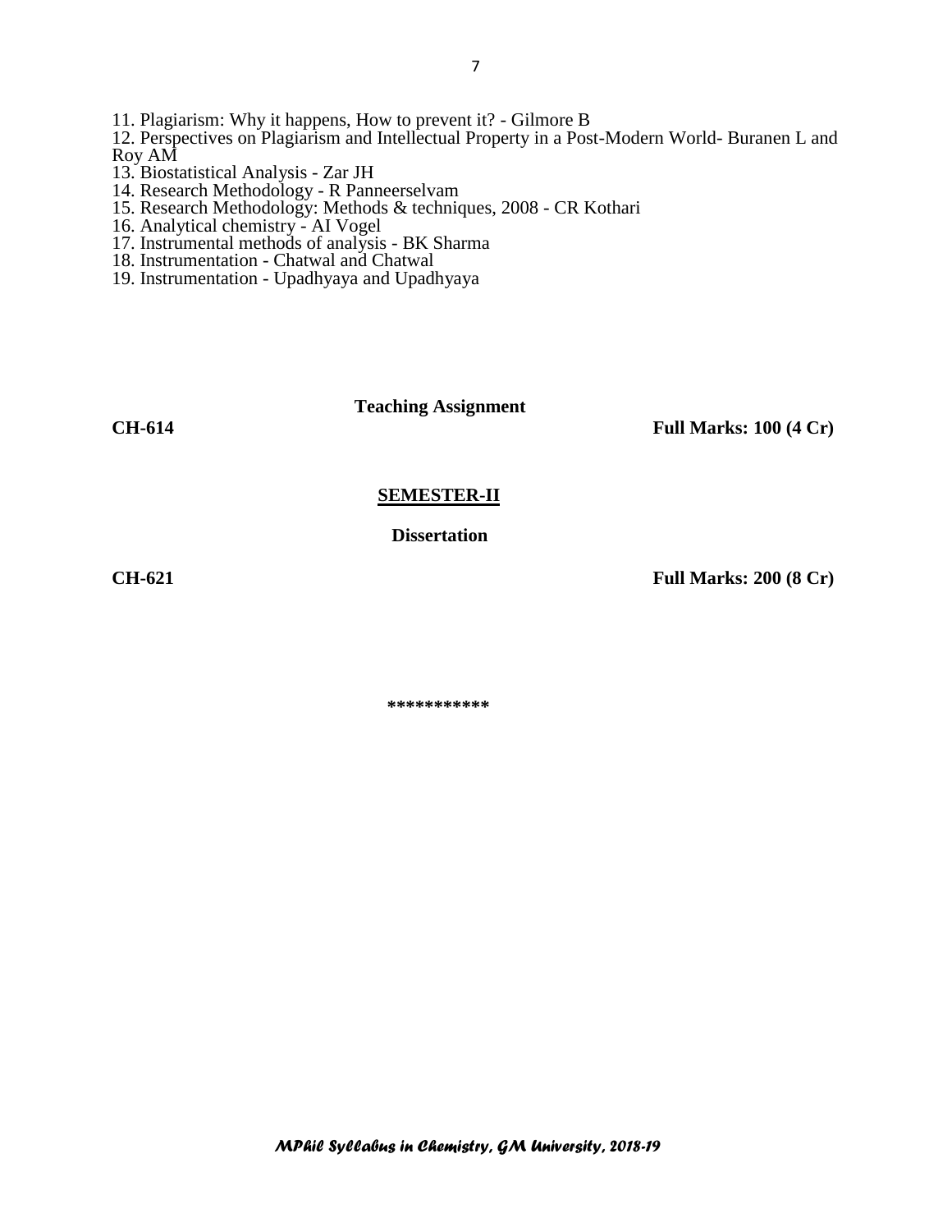11. Plagiarism: Why it happens, How to prevent it? - Gilmore B
12. Perspectives on Plagiarism and Intellectual Property in a Post-Modern World- Buranen L and Roy AM
13. Biostatistical Analysis - Zar JH
14. Research Methodology - R Panneerselvam
15. Research Methodology: Methods & techniques, 2008 - CR Kothari
16. Analytical chemistry - AI Vogel
17. Instrumental methods of analysis - BK Sharma
18. Instrumentation - Chatwal and Chatwal
19. Instrumentation - Upadhyaya and Upadhyaya

**Teaching Assignment**

**CH-614** **Full Marks: 100 (4 Cr)**

## SEMESTER-II

**Dissertation**

**CH-621** **Full Marks: 200 (8 Cr)**

***********